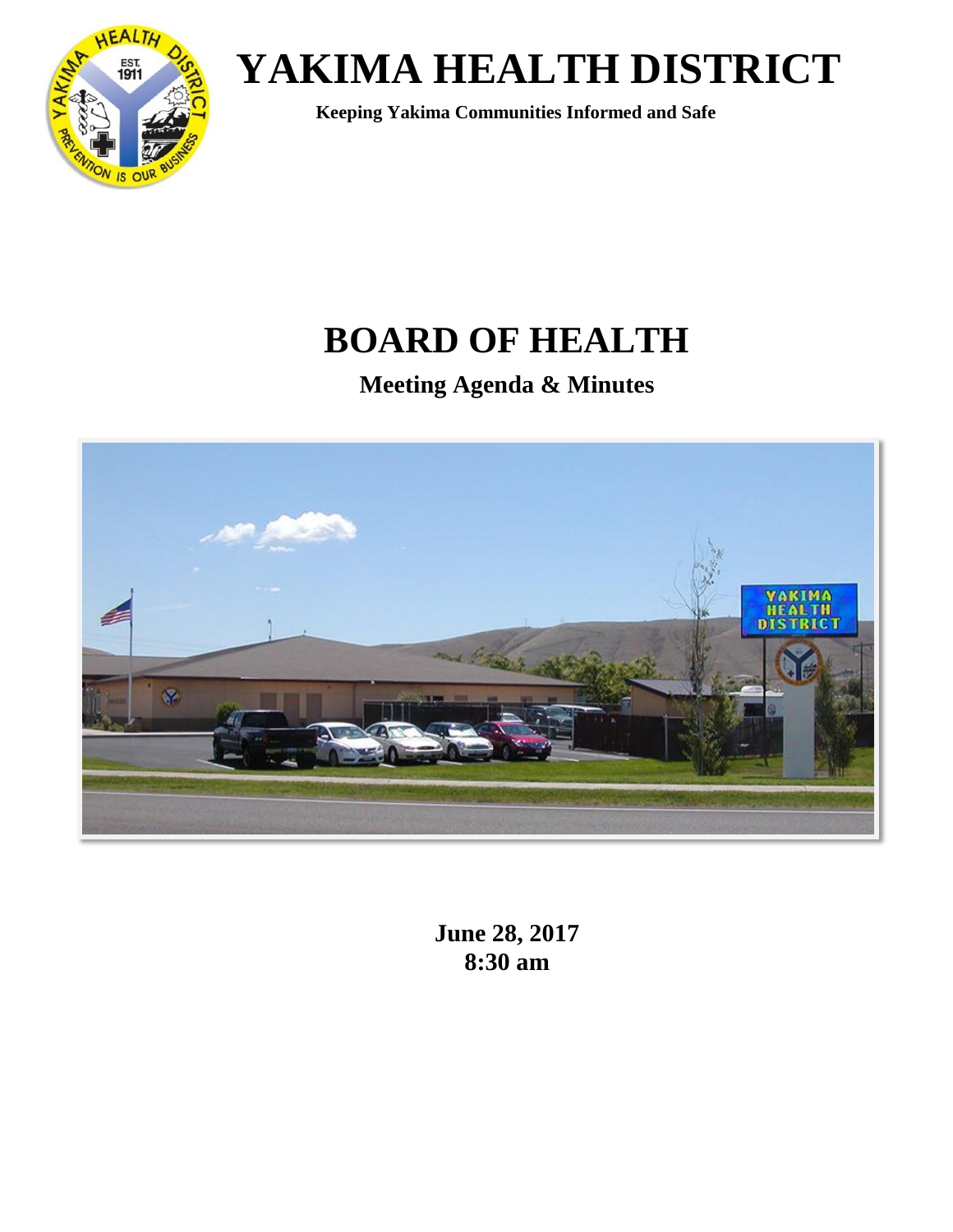# YAKIMA HEALTH DISTRICT

**Keeping Yakima Communities Informed and Safe**

# BOARD OF HEALTH

## Meeting Agenda & Minutes

**June 28, 2017**
**8:30 am**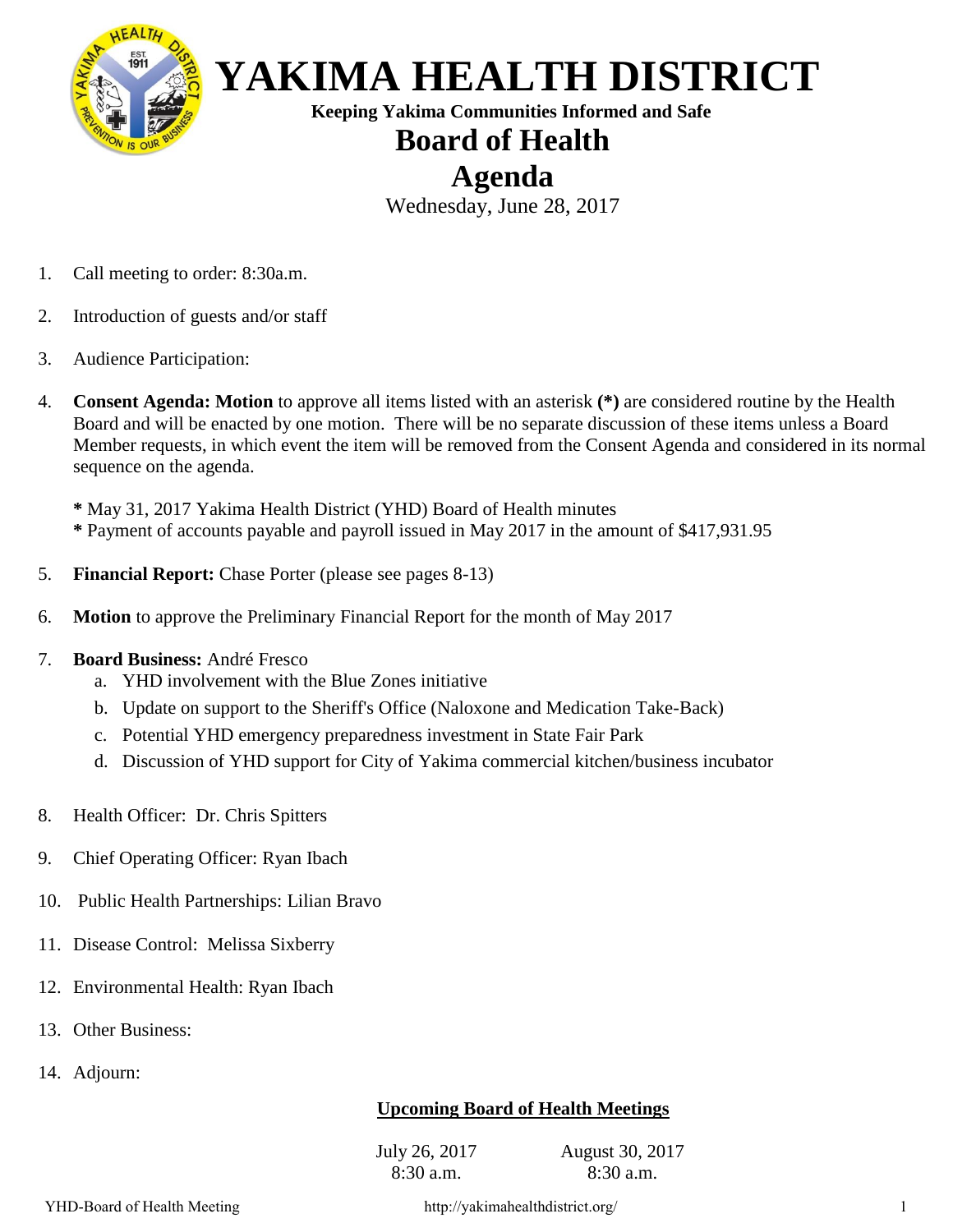# YAKIMA HEALTH DISTRICT

**Keeping Yakima Communities Informed and Safe**

## Board of Health

## Agenda

Wednesday, June 28, 2017

1. Call meeting to order: 8:30a.m.
2. Introduction of guests and/or staff
3. Audience Participation:
4. **Consent Agenda: Motion** to approve all items listed with an asterisk **(*)** are considered routine by the Health Board and will be enacted by one motion. There will be no separate discussion of these items unless a Board Member requests, in which event the item will be removed from the Consent Agenda and considered in its normal sequence on the agenda.

   **\*** May 31, 2017 Yakima Health District (YHD) Board of Health minutes
   **\*** Payment of accounts payable and payroll issued in May 2017 in the amount of $417,931.95

5. **Financial Report:** Chase Porter (please see pages 8-13)
6. **Motion** to approve the Preliminary Financial Report for the month of May 2017
7. **Board Business:** André Fresco
   a. YHD involvement with the Blue Zones initiative
   b. Update on support to the Sheriff's Office (Naloxone and Medication Take-Back)
   c. Potential YHD emergency preparedness investment in State Fair Park
   d. Discussion of YHD support for City of Yakima commercial kitchen/business incubator
8. Health Officer: Dr. Chris Spitters
9. Chief Operating Officer: Ryan Ibach
10. Public Health Partnerships: Lilian Bravo
11. Disease Control: Melissa Sixberry
12. Environmental Health: Ryan Ibach
13. Other Business:
14. Adjourn:

**Upcoming Board of Health Meetings**

| July 26, 2017 | August 30, 2017 |
|---|---|
| 8:30 a.m. | 8:30 a.m. |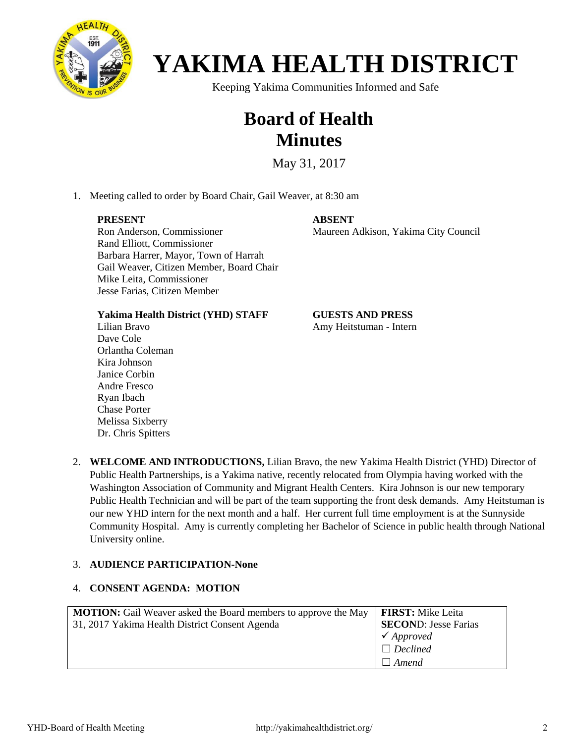# YAKIMA HEALTH DISTRICT

Keeping Yakima Communities Informed and Safe

# Board of Health Minutes

May 31, 2017

1. Meeting called to order by Board Chair, Gail Weaver, at 8:30 am

**PRESENT**
Ron Anderson, Commissioner
Rand Elliott, Commissioner
Barbara Harrer, Mayor, Town of Harrah
Gail Weaver, Citizen Member, Board Chair
Mike Leita, Commissioner
Jesse Farias, Citizen Member

**ABSENT**
Maureen Adkison, Yakima City Council

**Yakima Health District (YHD) STAFF**
Lilian Bravo
Dave Cole
Orlantha Coleman
Kira Johnson
Janice Corbin
Andre Fresco
Ryan Ibach
Chase Porter
Melissa Sixberry
Dr. Chris Spitters

**GUESTS AND PRESS**
Amy Heitstuman - Intern

2. **WELCOME AND INTRODUCTIONS,** Lilian Bravo, the new Yakima Health District (YHD) Director of Public Health Partnerships, is a Yakima native, recently relocated from Olympia having worked with the Washington Association of Community and Migrant Health Centers. Kira Johnson is our new temporary Public Health Technician and will be part of the team supporting the front desk demands. Amy Heitstuman is our new YHD intern for the next month and a half. Her current full time employment is at the Sunnyside Community Hospital. Amy is currently completing her Bachelor of Science in public health through National University online.

3. **AUDIENCE PARTICIPATION-None**

4. **CONSENT AGENDA: MOTION**

| **MOTION:** Gail Weaver asked the Board members to approve the May 31, 2017 Yakima Health District Consent Agenda | **FIRST:** Mike Leita<br>**SECOND**: Jesse Farias<br>✓ *Approved*<br>☐ *Declined*<br>☐ *Amend* |
|---|---|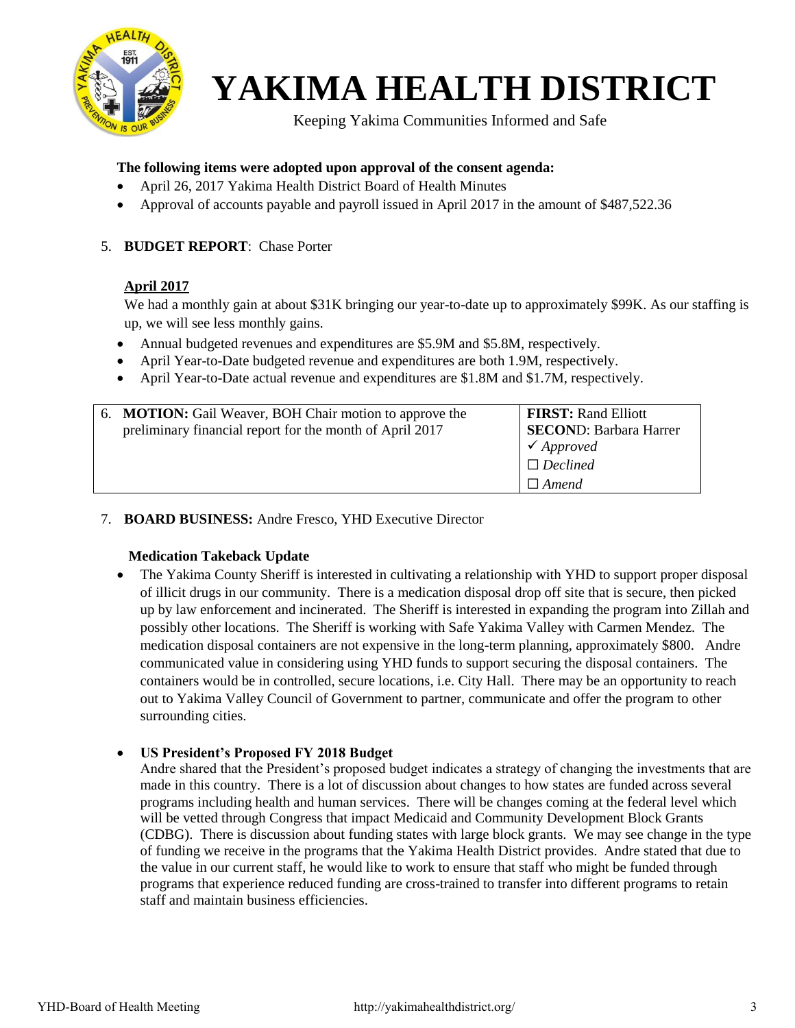# YAKIMA HEALTH DISTRICT

Keeping Yakima Communities Informed and Safe

**The following items were adopted upon approval of the consent agenda:**

- April 26, 2017 Yakima Health District Board of Health Minutes
- Approval of accounts payable and payroll issued in April 2017 in the amount of $487,522.36

5. **BUDGET REPORT**: Chase Porter

**April 2017**

We had a monthly gain at about $31K bringing our year-to-date up to approximately $99K. As our staffing is up, we will see less monthly gains.

- Annual budgeted revenues and expenditures are $5.9M and $5.8M, respectively.
- April Year-to-Date budgeted revenue and expenditures are both 1.9M, respectively.
- April Year-to-Date actual revenue and expenditures are $1.8M and $1.7M, respectively.

| | |
|---|---|
| 6. **MOTION:** Gail Weaver, BOH Chair motion to approve the preliminary financial report for the month of April 2017 | **FIRST:** Rand Elliott<br>**SECOND**: Barbara Harrer<br>✓ *Approved*<br>☐ *Declined*<br>☐ *Amend* |

7. **BOARD BUSINESS:** Andre Fresco, YHD Executive Director

**Medication Takeback Update**

- The Yakima County Sheriff is interested in cultivating a relationship with YHD to support proper disposal of illicit drugs in our community. There is a medication disposal drop off site that is secure, then picked up by law enforcement and incinerated. The Sheriff is interested in expanding the program into Zillah and possibly other locations. The Sheriff is working with Safe Yakima Valley with Carmen Mendez. The medication disposal containers are not expensive in the long-term planning, approximately $800. Andre communicated value in considering using YHD funds to support securing the disposal containers. The containers would be in controlled, secure locations, i.e. City Hall. There may be an opportunity to reach out to Yakima Valley Council of Government to partner, communicate and offer the program to other surrounding cities.

- **US President's Proposed FY 2018 Budget**
  Andre shared that the President's proposed budget indicates a strategy of changing the investments that are made in this country. There is a lot of discussion about changes to how states are funded across several programs including health and human services. There will be changes coming at the federal level which will be vetted through Congress that impact Medicaid and Community Development Block Grants (CDBG). There is discussion about funding states with large block grants. We may see change in the type of funding we receive in the programs that the Yakima Health District provides. Andre stated that due to the value in our current staff, he would like to work to ensure that staff who might be funded through programs that experience reduced funding are cross-trained to transfer into different programs to retain staff and maintain business efficiencies.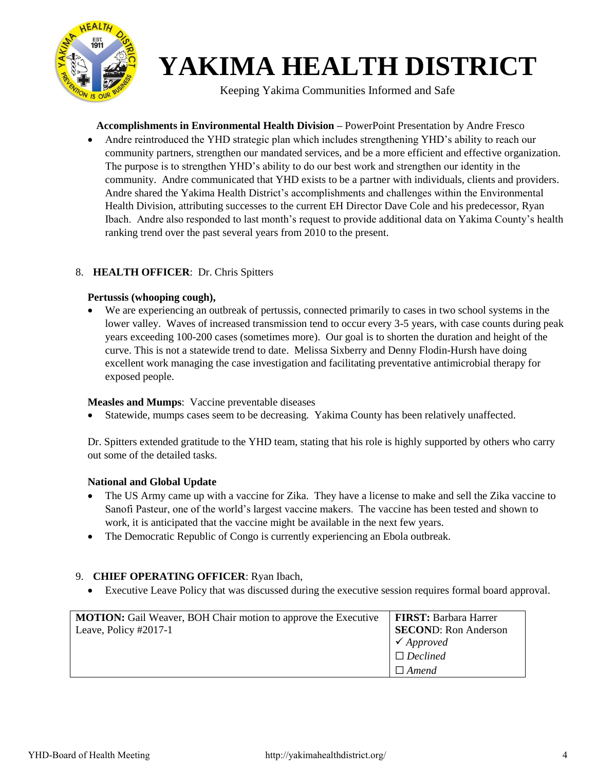**Accomplishments in Environmental Health Division –** PowerPoint Presentation by Andre Fresco

- Andre reintroduced the YHD strategic plan which includes strengthening YHD's ability to reach our community partners, strengthen our mandated services, and be a more efficient and effective organization. The purpose is to strengthen YHD's ability to do our best work and strengthen our identity in the community. Andre communicated that YHD exists to be a partner with individuals, clients and providers. Andre shared the Yakima Health District's accomplishments and challenges within the Environmental Health Division, attributing successes to the current EH Director Dave Cole and his predecessor, Ryan Ibach. Andre also responded to last month's request to provide additional data on Yakima County's health ranking trend over the past several years from 2010 to the present.

8. **HEALTH OFFICER**: Dr. Chris Spitters

**Pertussis (whooping cough),**

- We are experiencing an outbreak of pertussis, connected primarily to cases in two school systems in the lower valley. Waves of increased transmission tend to occur every 3-5 years, with case counts during peak years exceeding 100-200 cases (sometimes more). Our goal is to shorten the duration and height of the curve. This is not a statewide trend to date. Melissa Sixberry and Denny Flodin-Hursh have doing excellent work managing the case investigation and facilitating preventative antimicrobial therapy for exposed people.

**Measles and Mumps**: Vaccine preventable diseases

- Statewide, mumps cases seem to be decreasing. Yakima County has been relatively unaffected.

Dr. Spitters extended gratitude to the YHD team, stating that his role is highly supported by others who carry out some of the detailed tasks.

**National and Global Update**

- The US Army came up with a vaccine for Zika. They have a license to make and sell the Zika vaccine to Sanofi Pasteur, one of the world's largest vaccine makers. The vaccine has been tested and shown to work, it is anticipated that the vaccine might be available in the next few years.
- The Democratic Republic of Congo is currently experiencing an Ebola outbreak.

9. **CHIEF OPERATING OFFICER**: Ryan Ibach,

- Executive Leave Policy that was discussed during the executive session requires formal board approval.

| **MOTION:** Gail Weaver, BOH Chair motion to approve the Executive Leave, Policy #2017-1 | **FIRST:** Barbara Harrer<br>**SECOND**: Ron Anderson<br>✓ *Approved*<br>☐ *Declined*<br>☐ *Amend* |
|---|---|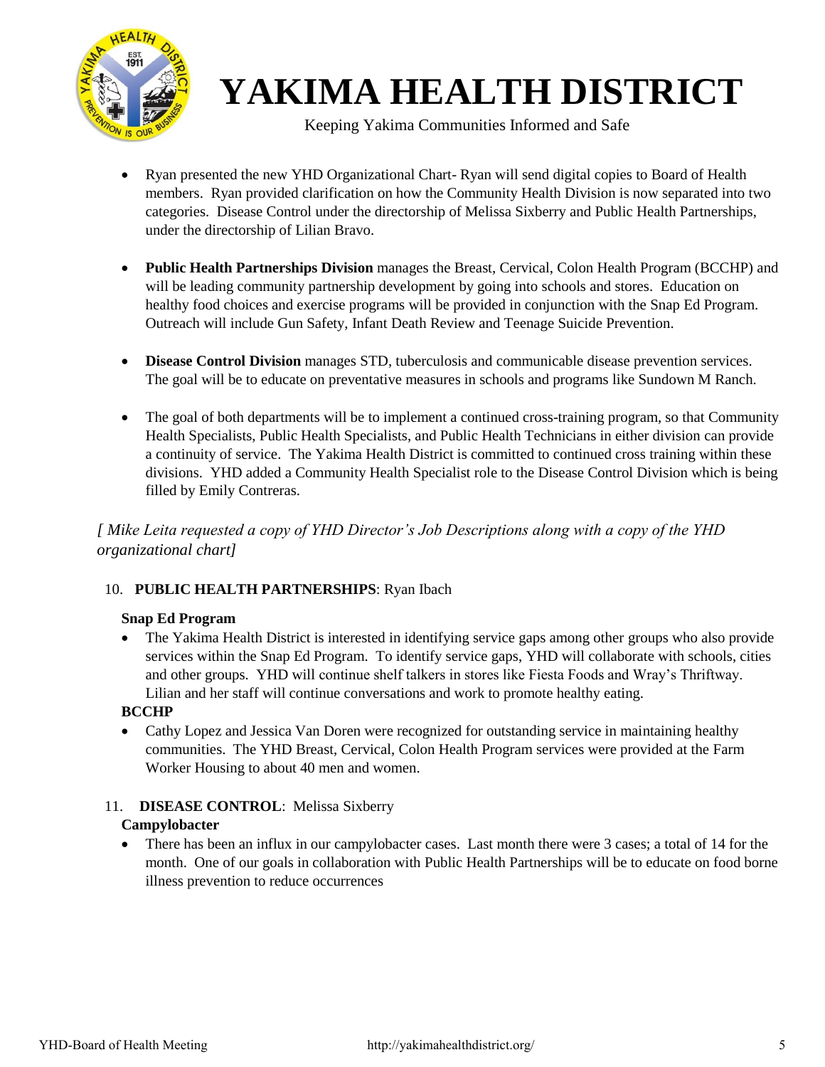- Ryan presented the new YHD Organizational Chart- Ryan will send digital copies to Board of Health members. Ryan provided clarification on how the Community Health Division is now separated into two categories. Disease Control under the directorship of Melissa Sixberry and Public Health Partnerships, under the directorship of Lilian Bravo.

- **Public Health Partnerships Division** manages the Breast, Cervical, Colon Health Program (BCCHP) and will be leading community partnership development by going into schools and stores. Education on healthy food choices and exercise programs will be provided in conjunction with the Snap Ed Program. Outreach will include Gun Safety, Infant Death Review and Teenage Suicide Prevention.

- **Disease Control Division** manages STD, tuberculosis and communicable disease prevention services. The goal will be to educate on preventative measures in schools and programs like Sundown M Ranch.

- The goal of both departments will be to implement a continued cross-training program, so that Community Health Specialists, Public Health Specialists, and Public Health Technicians in either division can provide a continuity of service. The Yakima Health District is committed to continued cross training within these divisions. YHD added a Community Health Specialist role to the Disease Control Division which is being filled by Emily Contreras.

*[ Mike Leita requested a copy of YHD Director's Job Descriptions along with a copy of the YHD organizational chart]*

10. **PUBLIC HEALTH PARTNERSHIPS**: Ryan Ibach

**Snap Ed Program**

- The Yakima Health District is interested in identifying service gaps among other groups who also provide services within the Snap Ed Program. To identify service gaps, YHD will collaborate with schools, cities and other groups. YHD will continue shelf talkers in stores like Fiesta Foods and Wray's Thriftway. Lilian and her staff will continue conversations and work to promote healthy eating.

**BCCHP**

- Cathy Lopez and Jessica Van Doren were recognized for outstanding service in maintaining healthy communities. The YHD Breast, Cervical, Colon Health Program services were provided at the Farm Worker Housing to about 40 men and women.

11. **DISEASE CONTROL**: Melissa Sixberry

**Campylobacter**

- There has been an influx in our campylobacter cases. Last month there were 3 cases; a total of 14 for the month. One of our goals in collaboration with Public Health Partnerships will be to educate on food borne illness prevention to reduce occurrences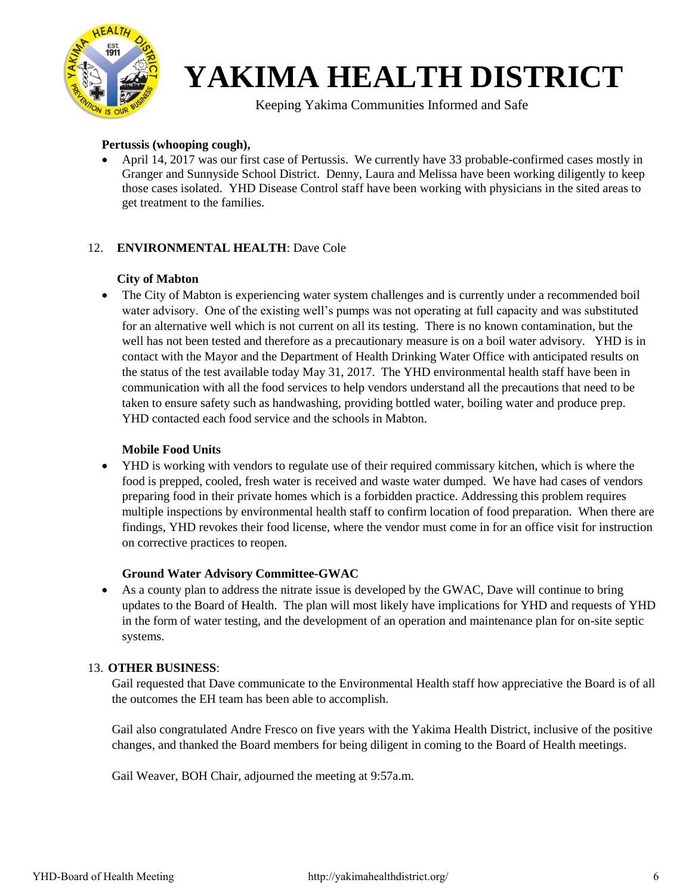**Pertussis (whooping cough),**

- April 14, 2017 was our first case of Pertussis. We currently have 33 probable-confirmed cases mostly in Granger and Sunnyside School District. Denny, Laura and Melissa have been working diligently to keep those cases isolated. YHD Disease Control staff have been working with physicians in the sited areas to get treatment to the families.

12. **ENVIRONMENTAL HEALTH**: Dave Cole

**City of Mabton**

- The City of Mabton is experiencing water system challenges and is currently under a recommended boil water advisory. One of the existing well's pumps was not operating at full capacity and was substituted for an alternative well which is not current on all its testing. There is no known contamination, but the well has not been tested and therefore as a precautionary measure is on a boil water advisory. YHD is in contact with the Mayor and the Department of Health Drinking Water Office with anticipated results on the status of the test available today May 31, 2017. The YHD environmental health staff have been in communication with all the food services to help vendors understand all the precautions that need to be taken to ensure safety such as handwashing, providing bottled water, boiling water and produce prep. YHD contacted each food service and the schools in Mabton.

**Mobile Food Units**

- YHD is working with vendors to regulate use of their required commissary kitchen, which is where the food is prepped, cooled, fresh water is received and waste water dumped. We have had cases of vendors preparing food in their private homes which is a forbidden practice. Addressing this problem requires multiple inspections by environmental health staff to confirm location of food preparation. When there are findings, YHD revokes their food license, where the vendor must come in for an office visit for instruction on corrective practices to reopen.

**Ground Water Advisory Committee-GWAC**

- As a county plan to address the nitrate issue is developed by the GWAC, Dave will continue to bring updates to the Board of Health. The plan will most likely have implications for YHD and requests of YHD in the form of water testing, and the development of an operation and maintenance plan for on-site septic systems.

13. **OTHER BUSINESS**:

Gail requested that Dave communicate to the Environmental Health staff how appreciative the Board is of all the outcomes the EH team has been able to accomplish.

Gail also congratulated Andre Fresco on five years with the Yakima Health District, inclusive of the positive changes, and thanked the Board members for being diligent in coming to the Board of Health meetings.

Gail Weaver, BOH Chair, adjourned the meeting at 9:57a.m.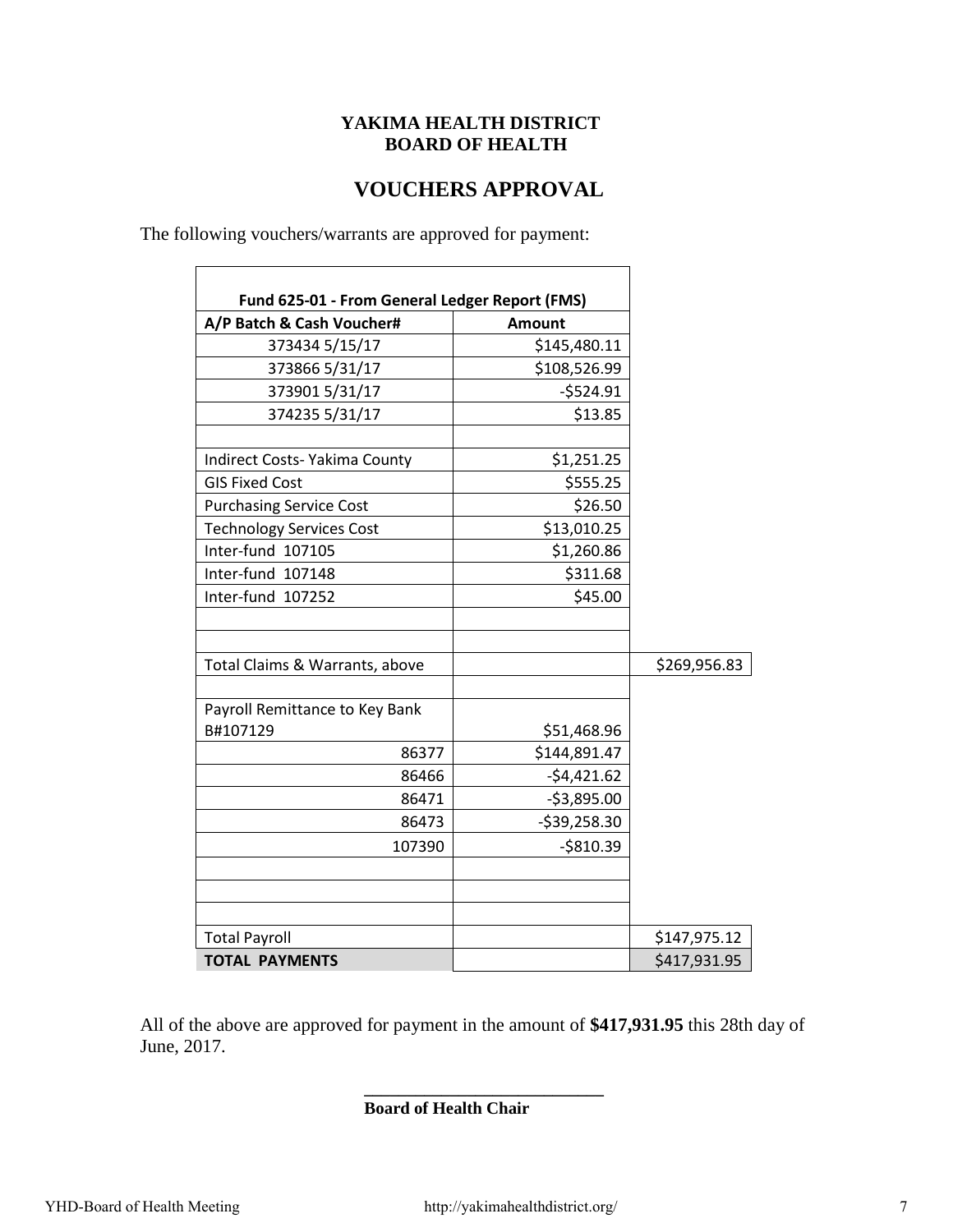**YAKIMA HEALTH DISTRICT**
**BOARD OF HEALTH**

## VOUCHERS APPROVAL

The following vouchers/warrants are approved for payment:

| Fund 625-01 - From General Ledger Report (FMS) | | |
|---|---|---|
| **A/P Batch & Cash Voucher#** | **Amount** | |
| 373434 5/15/17 | $145,480.11 | |
| 373866 5/31/17 | $108,526.99 | |
| 373901 5/31/17 | -$524.91 | |
| 374235 5/31/17 | $13.85 | |
| | | |
| Indirect Costs- Yakima County | $1,251.25 | |
| GIS Fixed Cost | $555.25 | |
| Purchasing Service Cost | $26.50 | |
| Technology Services Cost | $13,010.25 | |
| Inter-fund 107105 | $1,260.86 | |
| Inter-fund 107148 | $311.68 | |
| Inter-fund 107252 | $45.00 | |
| | | |
| | | |
| Total Claims & Warrants, above | | $269,956.83 |
| | | |
| Payroll Remittance to Key Bank B#107129 | $51,468.96 | |
| 86377 | $144,891.47 | |
| 86466 | -$4,421.62 | |
| 86471 | -$3,895.00 | |
| 86473 | -$39,258.30 | |
| 107390 | -$810.39 | |
| | | |
| | | |
| | | |
| Total Payroll | | $147,975.12 |
| **TOTAL PAYMENTS** | | $417,931.95 |

All of the above are approved for payment in the amount of **$417,931.95** this 28th day of June, 2017.

\_\_\_\_\_\_\_\_\_\_\_\_\_\_\_\_\_\_\_\_\_\_\_\_\_\_\_\_

**Board of Health Chair**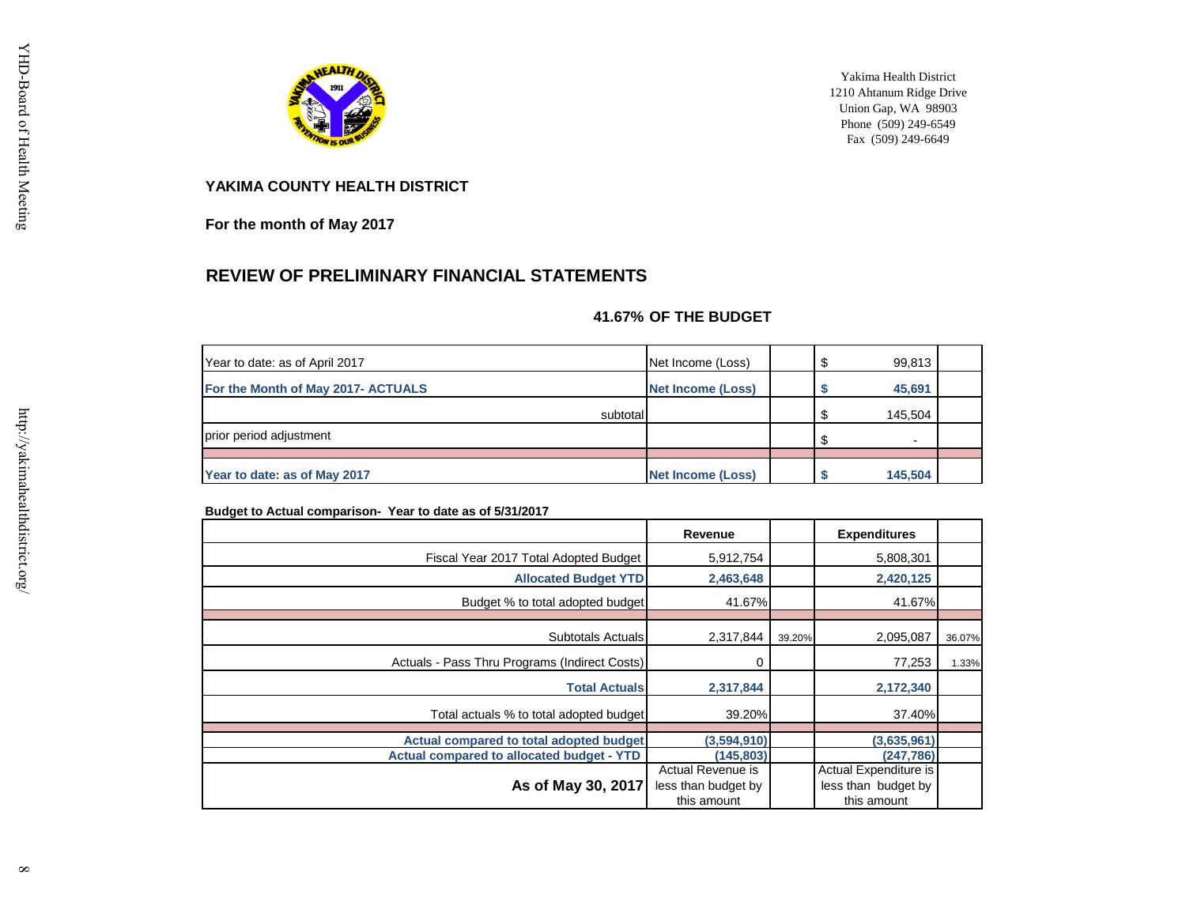Yakima Health District
1210 Ahtanum Ridge Drive
Union Gap, WA 98903
Phone (509) 249-6549
Fax (509) 249-6649

**YAKIMA COUNTY HEALTH DISTRICT**

**For the month of May 2017**

## REVIEW OF PRELIMINARY FINANCIAL STATEMENTS

**41.67% OF THE BUDGET**

| | | | | |
|---|---|---|---|---|
| Year to date: as of April 2017 | Net Income (Loss) | | $ 99,813 | |
| **For the Month of May 2017- ACTUALS** | **Net Income (Loss)** | | **$ 45,691** | |
| subtotal | | | $ 145,504 | |
| prior period adjustment | | | $ - | |
| | | | | |
| **Year to date: as of May 2017** | **Net Income (Loss)** | | **$ 145,504** | |

**Budget to Actual comparison- Year to date as of 5/31/2017**

| | Revenue | | Expenditures | |
|---|---|---|---|---|
| Fiscal Year 2017 Total Adopted Budget | 5,912,754 | | 5,808,301 | |
| **Allocated Budget YTD** | **2,463,648** | | **2,420,125** | |
| Budget % to total adopted budget | 41.67% | | 41.67% | |
| | | | | |
| Subtotals Actuals | 2,317,844 | 39.20% | 2,095,087 | 36.07% |
| Actuals - Pass Thru Programs (Indirect Costs) | 0 | | 77,253 | 1.33% |
| **Total Actuals** | **2,317,844** | | **2,172,340** | |
| Total actuals % to total adopted budget | 39.20% | | 37.40% | |
| | | | | |
| **Actual compared to total adopted budget** | **(3,594,910)** | | **(3,635,961)** | |
| **Actual compared to allocated budget - YTD** | **(145,803)** | | **(247,786)** | |
| **As of May 30, 2017** | Actual Revenue is less than budget by this amount | | Actual Expenditure is less than budget by this amount | |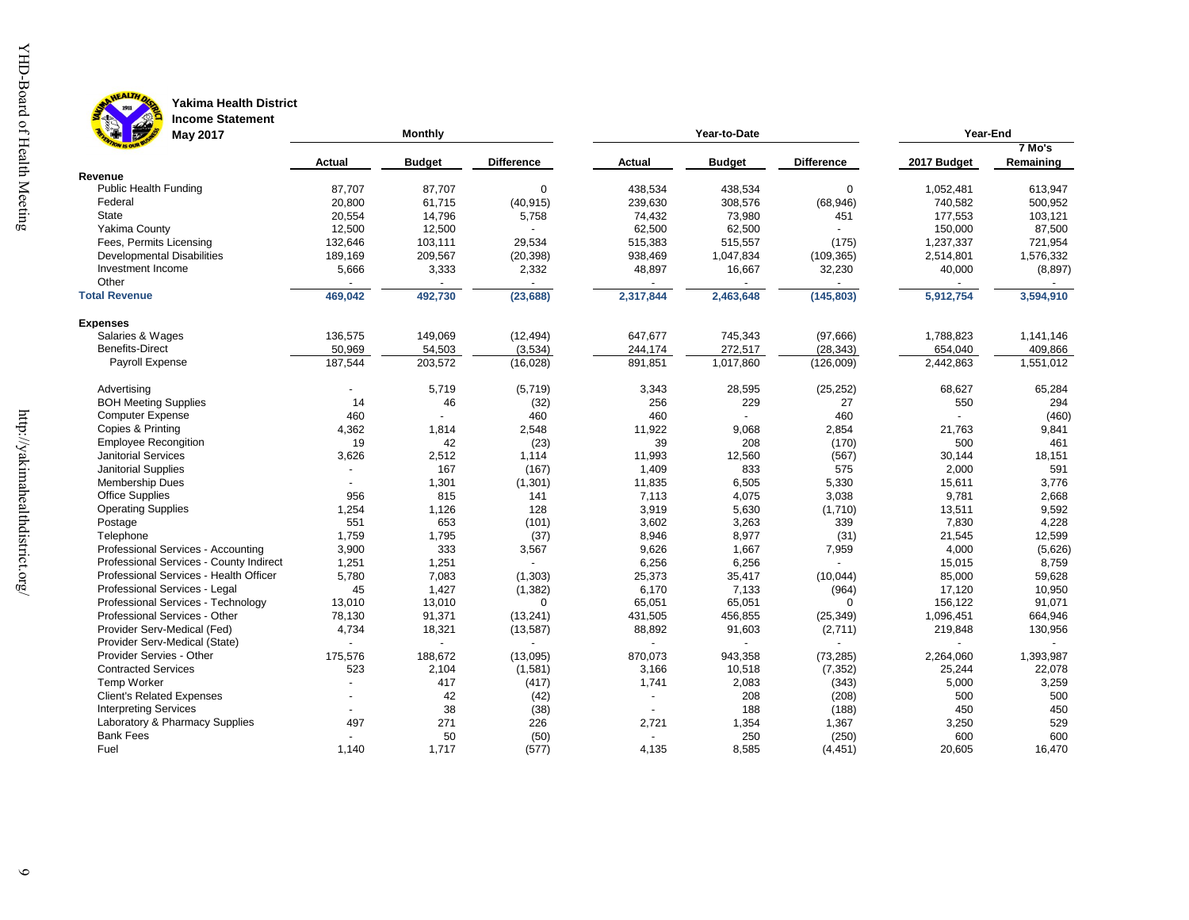**Yakima Health District**
**Income Statement**
**May 2017**

| | Monthly | | | Year-to-Date | | | Year-End | |
|---|---|---|---|---|---|---|---|---|
| | **Actual** | **Budget** | **Difference** | **Actual** | **Budget** | **Difference** | **2017 Budget** | **7 Mo's Remaining** |
| **Revenue** | | | | | | | | |
| Public Health Funding | 87,707 | 87,707 | 0 | 438,534 | 438,534 | 0 | 1,052,481 | 613,947 |
| Federal | 20,800 | 61,715 | (40,915) | 239,630 | 308,576 | (68,946) | 740,582 | 500,952 |
| State | 20,554 | 14,796 | 5,758 | 74,432 | 73,980 | 451 | 177,553 | 103,121 |
| Yakima County | 12,500 | 12,500 | - | 62,500 | 62,500 | - | 150,000 | 87,500 |
| Fees, Permits Licensing | 132,646 | 103,111 | 29,534 | 515,383 | 515,557 | (175) | 1,237,337 | 721,954 |
| Developmental Disabilities | 189,169 | 209,567 | (20,398) | 938,469 | 1,047,834 | (109,365) | 2,514,801 | 1,576,332 |
| Investment Income | 5,666 | 3,333 | 2,332 | 48,897 | 16,667 | 32,230 | 40,000 | (8,897) |
| Other | - | - | - | - | - | - | - | - |
| **Total Revenue** | **469,042** | **492,730** | **(23,688)** | **2,317,844** | **2,463,648** | **(145,803)** | **5,912,754** | **3,594,910** |
| **Expenses** | | | | | | | | |
| Salaries & Wages | 136,575 | 149,069 | (12,494) | 647,677 | 745,343 | (97,666) | 1,788,823 | 1,141,146 |
| Benefits-Direct | 50,969 | 54,503 | (3,534) | 244,174 | 272,517 | (28,343) | 654,040 | 409,866 |
| Payroll Expense | 187,544 | 203,572 | (16,028) | 891,851 | 1,017,860 | (126,009) | 2,442,863 | 1,551,012 |
| Advertising | - | 5,719 | (5,719) | 3,343 | 28,595 | (25,252) | 68,627 | 65,284 |
| BOH Meeting Supplies | 14 | 46 | (32) | 256 | 229 | 27 | 550 | 294 |
| Computer Expense | 460 | - | 460 | 460 | - | 460 | - | (460) |
| Copies & Printing | 4,362 | 1,814 | 2,548 | 11,922 | 9,068 | 2,854 | 21,763 | 9,841 |
| Employee Recongition | 19 | 42 | (23) | 39 | 208 | (170) | 500 | 461 |
| Janitorial Services | 3,626 | 2,512 | 1,114 | 11,993 | 12,560 | (567) | 30,144 | 18,151 |
| Janitorial Supplies | - | 167 | (167) | 1,409 | 833 | 575 | 2,000 | 591 |
| Membership Dues | - | 1,301 | (1,301) | 11,835 | 6,505 | 5,330 | 15,611 | 3,776 |
| Office Supplies | 956 | 815 | 141 | 7,113 | 4,075 | 3,038 | 9,781 | 2,668 |
| Operating Supplies | 1,254 | 1,126 | 128 | 3,919 | 5,630 | (1,710) | 13,511 | 9,592 |
| Postage | 551 | 653 | (101) | 3,602 | 3,263 | 339 | 7,830 | 4,228 |
| Telephone | 1,759 | 1,795 | (37) | 8,946 | 8,977 | (31) | 21,545 | 12,599 |
| Professional Services - Accounting | 3,900 | 333 | 3,567 | 9,626 | 1,667 | 7,959 | 4,000 | (5,626) |
| Professional Services - County Indirect | 1,251 | 1,251 | - | 6,256 | 6,256 | - | 15,015 | 8,759 |
| Professional Services - Health Officer | 5,780 | 7,083 | (1,303) | 25,373 | 35,417 | (10,044) | 85,000 | 59,628 |
| Professional Services - Legal | 45 | 1,427 | (1,382) | 6,170 | 7,133 | (964) | 17,120 | 10,950 |
| Professional Services - Technology | 13,010 | 13,010 | 0 | 65,051 | 65,051 | 0 | 156,122 | 91,071 |
| Professional Services - Other | 78,130 | 91,371 | (13,241) | 431,505 | 456,855 | (25,349) | 1,096,451 | 664,946 |
| Provider Serv-Medical (Fed) | 4,734 | 18,321 | (13,587) | 88,892 | 91,603 | (2,711) | 219,848 | 130,956 |
| Provider Serv-Medical (State) | - | - | - | - | - | - | - | - |
| Provider Servies - Other | 175,576 | 188,672 | (13,095) | 870,073 | 943,358 | (73,285) | 2,264,060 | 1,393,987 |
| Contracted Services | 523 | 2,104 | (1,581) | 3,166 | 10,518 | (7,352) | 25,244 | 22,078 |
| Temp Worker | - | 417 | (417) | 1,741 | 2,083 | (343) | 5,000 | 3,259 |
| Client's Related Expenses | - | 42 | (42) | - | 208 | (208) | 500 | 500 |
| Interpreting Services | - | 38 | (38) | - | 188 | (188) | 450 | 450 |
| Laboratory & Pharmacy Supplies | 497 | 271 | 226 | 2,721 | 1,354 | 1,367 | 3,250 | 529 |
| Bank Fees | - | 50 | (50) | - | 250 | (250) | 600 | 600 |
| Fuel | 1,140 | 1,717 | (577) | 4,135 | 8,585 | (4,451) | 20,605 | 16,470 |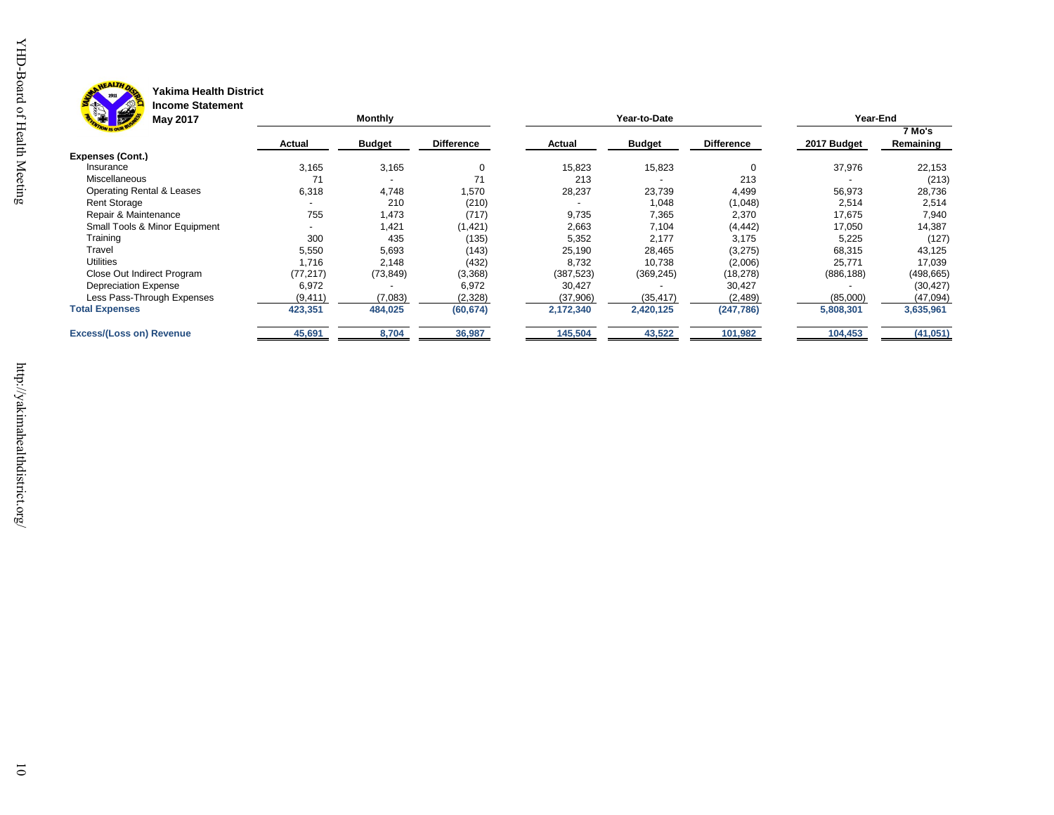**Yakima Health District**
**Income Statement**
**May 2017**

| | Monthly | | | Year-to-Date | | | Year-End | |
|---|---|---|---|---|---|---|---|---|
| | **Actual** | **Budget** | **Difference** | **Actual** | **Budget** | **Difference** | **2017 Budget** | **7 Mo's Remaining** |
| **Expenses (Cont.)** | | | | | | | | |
| Insurance | 3,165 | 3,165 | 0 | 15,823 | 15,823 | 0 | 37,976 | 22,153 |
| Miscellaneous | 71 | - | 71 | 213 | - | 213 | - | (213) |
| Operating Rental & Leases | 6,318 | 4,748 | 1,570 | 28,237 | 23,739 | 4,499 | 56,973 | 28,736 |
| Rent Storage | - | 210 | (210) | - | 1,048 | (1,048) | 2,514 | 2,514 |
| Repair & Maintenance | 755 | 1,473 | (717) | 9,735 | 7,365 | 2,370 | 17,675 | 7,940 |
| Small Tools & Minor Equipment | - | 1,421 | (1,421) | 2,663 | 7,104 | (4,442) | 17,050 | 14,387 |
| Training | 300 | 435 | (135) | 5,352 | 2,177 | 3,175 | 5,225 | (127) |
| Travel | 5,550 | 5,693 | (143) | 25,190 | 28,465 | (3,275) | 68,315 | 43,125 |
| Utilities | 1,716 | 2,148 | (432) | 8,732 | 10,738 | (2,006) | 25,771 | 17,039 |
| Close Out Indirect Program | (77,217) | (73,849) | (3,368) | (387,523) | (369,245) | (18,278) | (886,188) | (498,665) |
| Depreciation Expense | 6,972 | - | 6,972 | 30,427 | - | 30,427 | - | (30,427) |
| Less Pass-Through Expenses | (9,411) | (7,083) | (2,328) | (37,906) | (35,417) | (2,489) | (85,000) | (47,094) |
| **Total Expenses** | **423,351** | **484,025** | **(60,674)** | **2,172,340** | **2,420,125** | **(247,786)** | **5,808,301** | **3,635,961** |
| **Excess/(Loss on) Revenue** | **45,691** | **8,704** | **36,987** | **145,504** | **43,522** | **101,982** | **104,453** | **(41,051)** |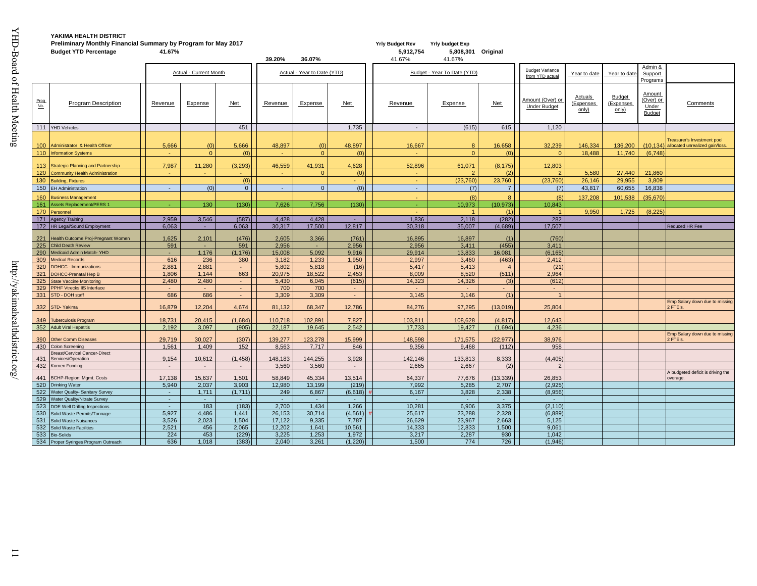**YAKIMA HEALTH DISTRICT**

**Preliminary Monthly Financial Summary by Program for May 2017**

**Budget YTD Percentage** 41.67%

| | | | | | | | | | | | | | | | | |
|---|---|---|---|---|---|---|---|---|---|---|---|---|---|---|---|---|
| | | | | | 39.20% | 36.07% | | Yrly Budget Rev 5,912,754 41.67% | Yrly budget Exp 5,808,301 41.67% | Original | | | | | | |
| | | Actual - Current Month | | | Actual - Year to Date (YTD) | | | Budget - Year To Date (YTD) | | | Budget Variance from YTD actual | Year to date | Year to date | Admin & Support Programs | |
| Prog No. | Program Description | Revenue | Expense | Net | Revenue | Expense | Net | Revenue | Expense | Net | Amount (Over) or Under Budget | Actuals (Expenses only) | Budget (Expenses only) | Amount (Over) or Under Budget | Comments |
| 111 | YHD Vehicles | | | 451 | | | 1,735 | - | (615) | 615 | 1,120 | | | | |
| 100 | Administrator & Health Officer | 5,666 | (0) | 5,666 | 48,897 | (0) | 48,897 | 16,667 | 8 | 16,658 | 32,239 | 146,334 | 136,200 | (10,134) | Treasurer's Investment pool allocated unrealized gain/loss. |
| 110 | Information Systems | - | 0 | (0) | - | 0 | (0) | - | 0 | (0) | 0 | 18,488 | 11,740 | (6,748) | |
| 113 | Strategic Planning and Partnership | 7,987 | 11,280 | (3,293) | 46,559 | 41,931 | 4,628 | 52,896 | 61,071 | (8,175) | 12,803 | | | | |
| 120 | Community Health Administration | - | - | - | - | 0 | (0) | - | 2 | (2) | 2 | 5,580 | 27,440 | 21,860 | |
| 130 | Building, Fixtures | | | (0) | | | - | - | (23,760) | 23,760 | (23,760) | 26,146 | 29,955 | 3,809 | |
| 150 | EH Administration | - | (0) | 0 | - | 0 | (0) | - | (7) | 7 | (7) | 43,817 | 60,655 | 16,838 | |
| 160 | Business Management | | | | | | | - | (8) | 8 | (8) | 137,208 | 101,538 | (35,670) | |
| 161 | Assets Replacement/PERS 1 | - | 130 | (130) | 7,626 | 7,756 | (130) | - | 10,973 | (10,973) | 10,843 | | | | |
| 170 | Personnel | | | | | | | - | 1 | (1) | 1 | 9,950 | 1,725 | (8,225) | |
| 171 | Agency Training | 2,959 | 3,546 | (587) | 4,428 | 4,428 | - | 1,836 | 2,118 | (282) | 282 | | | | |
| 172 | HR Legal/Sound Employment | 6,063 | - | 6,063 | 30,317 | 17,500 | 12,817 | 30,318 | 35,007 | (4,689) | 17,507 | | | | Reduced HR Fee |
| 221 | Health Outcome Proj-Pregnant Women | 1,625 | 2,101 | (476) | 2,605 | 3,366 | (761) | 16,895 | 16,897 | (1) | (760) | | | | |
| 225 | Child Death Review | 591 | - | 591 | 2,956 | - | 2,956 | 2,956 | 3,411 | (455) | 3,411 | | | | |
| 290 | Medicaid Admin Match- YHD | - | 1,176 | (1,176) | 15,008 | 5,092 | 9,916 | 29,914 | 13,833 | 16,081 | (6,165) | | | | |
| 309 | Medical Records | 616 | 236 | 380 | 3,182 | 1,233 | 1,950 | 2,997 | 3,460 | (463) | 2,412 | | | | |
| 320 | DOHCC - Immunizations | 2,881 | 2,881 | - | 5,802 | 5,818 | (16) | 5,417 | 5,413 | 4 | (21) | | | | |
| 321 | DOHCC-Prenatal Hep B | 1,806 | 1,144 | 663 | 20,975 | 18,522 | 2,453 | 8,009 | 8,520 | (511) | 2,964 | | | | |
| 325 | State Vaccine Monitoring | 2,480 | 2,480 | - | 5,430 | 6,045 | (615) | 14,323 | 14,326 | (3) | (612) | | | | |
| 329 | PPHF Vtrecks IIS Interface | - | - | - | 700 | 700 | - | - | - | - | - | | | | |
| 331 | STD - DOH staff | 686 | 686 | - | 3,309 | 3,309 | - | 3,145 | 3,146 | (1) | 1 | | | | |
| 332 | STD- Yakima | 16,879 | 12,204 | 4,674 | 81,132 | 68,347 | 12,786 | 84,276 | 97,295 | (13,019) | 25,804 | | | | Emp Salary down due to missing 2 FTE's. |
| 349 | Tuberculosis Program | 18,731 | 20,415 | (1,684) | 110,718 | 102,891 | 7,827 | 103,811 | 108,628 | (4,817) | 12,643 | | | | |
| 352 | Adult Viral Hepatitis | 2,192 | 3,097 | (905) | 22,187 | 19,645 | 2,542 | 17,733 | 19,427 | (1,694) | 4,236 | | | | |
| 390 | Other Comm Diseases | 29,719 | 30,027 | (307) | 139,277 | 123,278 | 15,999 | 148,598 | 171,575 | (22,977) | 38,976 | | | | Emp Salary down due to missing 2 FTE's. |
| 430 | Colon Screening | 1,561 | 1,409 | 152 | 8,563 | 7,717 | 846 | 9,356 | 9,468 | (112) | 958 | | | | |
| 431 | Breast/Cervical Cancer-Direct Services/Operation | 9,154 | 10,612 | (1,458) | 148,183 | 144,255 | 3,928 | 142,146 | 133,813 | 8,333 | (4,405) | | | | |
| 432 | Komen Funding | - | - | - | 3,560 | 3,560 | - | 2,665 | 2,667 | (2) | 2 | | | | |
| 441 | BCHP-Region: Mgmt. Costs | 17,138 | 15,637 | 1,501 | 58,849 | 45,334 | 13,514 | 64,337 | 77,676 | (13,339) | 26,853 | | | | A budgeted deficit is driving the overage. |
| 520 | Drinking Water | 5,940 | 2,037 | 3,903 | 12,980 | 13,199 | (219) | 7,992 | 5,285 | 2,707 | (2,925) | | | | |
| 522 | Water Quality- Sanitary Survey | - | 1,711 | (1,711) | 249 | 6,867 | (6,618) # | 6,167 | 3,828 | 2,338 | (8,956) | | | | |
| 529 | Water Quality/Nitrate Survey | - | - | - | - | - | - | - | - | - | - | | | | |
| 523 | DOE Well Drilling Inspections | - | 183 | (183) | 2,700 | 1,434 | 1,266 | 10,281 | 6,906 | 3,375 | (2,110) | | | | |
| 530 | Solid Waste Permits/Tonnage | 5,927 | 4,486 | 1,441 | 26,153 | 30,714 | (4,561) # | 25,617 | 23,288 | 2,328 | (6,889) | | | | |
| 531 | Solid Waste Nuisances | 3,526 | 2,023 | 1,504 | 17,122 | 9,335 | 7,787 | 26,629 | 23,967 | 2,663 | 5,125 | | | | |
| 532 | Solid Waste Facilities | 2,521 | 456 | 2,065 | 12,202 | 1,641 | 10,561 | 14,333 | 12,833 | 1,500 | 9,061 | | | | |
| 533 | Bio-Solids | 224 | 453 | (229) | 3,225 | 1,253 | 1,972 | 3,217 | 2,287 | 930 | 1,042 | | | | |
| 534 | Proper Syringes Program Outreach | 636 | 1,018 | (383) | 2,040 | 3,261 | (1,220) | 1,500 | 774 | 726 | (1,946) | | | | |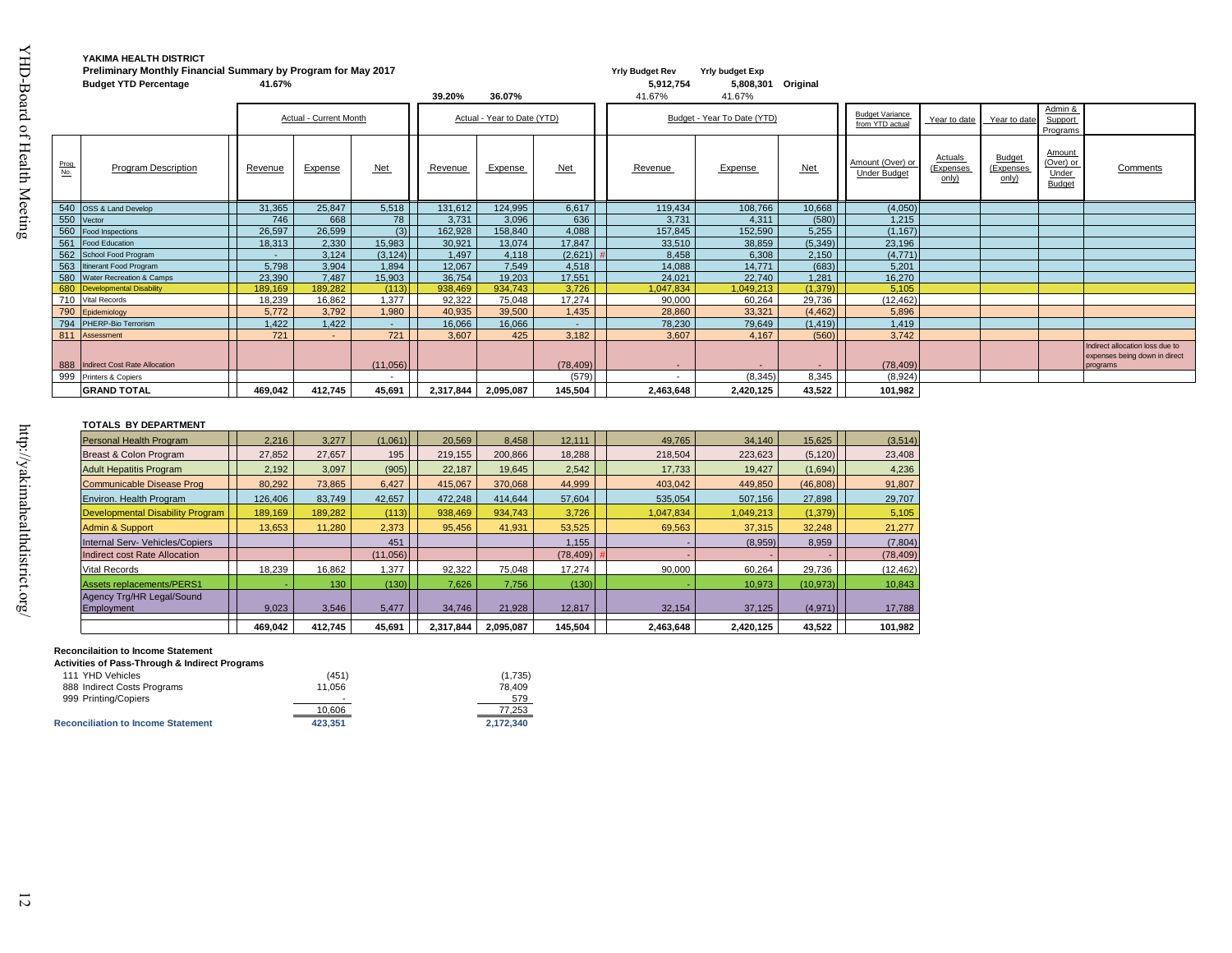**YAKIMA HEALTH DISTRICT**

**Preliminary Monthly Financial Summary by Program for May 2017**

**Budget YTD Percentage** 41.67%

| | | Yrly Budget Rev | Yrly budget Exp | |
|---|---|---|---|---|
| 39.20% | 36.07% | 5,912,754 | 5,808,301 | Original |
| | | 41.67% | 41.67% | |

| Prog No. | Program Description | Actual - Current Month Revenue | Actual - Current Month Expense | Actual - Current Month Net | Actual - Year to Date (YTD) Revenue | Actual - Year to Date (YTD) Expense | Actual - Year to Date (YTD) Net | Budget - Year To Date (YTD) Revenue | Budget - Year To Date (YTD) Expense | Budget - Year To Date (YTD) Net | Budget Variance from YTD actual: Amount (Over) or Under Budget | Year to date Actuals (Expenses only) | Year to date Budget (Expenses only) | Admin & Support Programs Amount (Over) or Under Budget | Comments |
|---|---|---|---|---|---|---|---|---|---|---|---|---|---|---|---|
| 540 | OSS & Land Develop | 31,365 | 25,847 | 5,518 | 131,612 | 124,995 | 6,617 | 119,434 | 108,766 | 10,668 | (4,050) | | | | |
| 550 | Vector | 746 | 668 | 78 | 3,731 | 3,096 | 636 | 3,731 | 4,311 | (580) | 1,215 | | | | |
| 560 | Food Inspections | 26,597 | 26,599 | (3) | 162,928 | 158,840 | 4,088 | 157,845 | 152,590 | 5,255 | (1,167) | | | | |
| 561 | Food Education | 18,313 | 2,330 | 15,983 | 30,921 | 13,074 | 17,847 | 33,510 | 38,859 | (5,349) | 23,196 | | | | |
| 562 | School Food Program | - | 3,124 | (3,124) | 1,497 | 4,118 | (2,621) # | 8,458 | 6,308 | 2,150 | (4,771) | | | | |
| 563 | Itinerant Food Program | 5,798 | 3,904 | 1,894 | 12,067 | 7,549 | 4,518 | 14,088 | 14,771 | (683) | 5,201 | | | | |
| 580 | Water Recreation & Camps | 23,390 | 7,487 | 15,903 | 36,754 | 19,203 | 17,551 | 24,021 | 22,740 | 1,281 | 16,270 | | | | |
| 680 | Developmental Disability | 189,169 | 189,282 | (113) | 938,469 | 934,743 | 3,726 | 1,047,834 | 1,049,213 | (1,379) | 5,105 | | | | |
| 710 | Vital Records | 18,239 | 16,862 | 1,377 | 92,322 | 75,048 | 17,274 | 90,000 | 60,264 | 29,736 | (12,462) | | | | |
| 790 | Epidemiology | 5,772 | 3,792 | 1,980 | 40,935 | 39,500 | 1,435 | 28,860 | 33,321 | (4,462) | 5,896 | | | | |
| 794 | PHERP-Bio Terrorism | 1,422 | 1,422 | - | 16,066 | 16,066 | - | 78,230 | 79,649 | (1,419) | 1,419 | | | | |
| 811 | Assessment | 721 | - | 721 | 3,607 | 425 | 3,182 | 3,607 | 4,167 | (560) | 3,742 | | | | |
| 888 | Indirect Cost Rate Allocation | | | (11,056) | | | (78,409) | - | - | - | (78,409) | | | | Indirect allocation loss due to expenses being down in direct programs |
| 999 | Printers & Copiers | | | - | | | (579) | - | (8,345) | 8,345 | (8,924) | | | | |
| | **GRAND TOTAL** | **469,042** | **412,745** | **45,691** | **2,317,844** | **2,095,087** | **145,504** | **2,463,648** | **2,420,125** | **43,522** | **101,982** | | | | |

**TOTALS BY DEPARTMENT**

| Department | Current Month Revenue | Current Month Expense | Current Month Net | YTD Revenue | YTD Expense | YTD Net | Budget YTD Revenue | Budget YTD Expense | Budget YTD Net | Amount (Over) or Under Budget |
|---|---|---|---|---|---|---|---|---|---|---|
| Personal Health Program | 2,216 | 3,277 | (1,061) | 20,569 | 8,458 | 12,111 | 49,765 | 34,140 | 15,625 | (3,514) |
| Breast & Colon Program | 27,852 | 27,657 | 195 | 219,155 | 200,866 | 18,288 | 218,504 | 223,623 | (5,120) | 23,408 |
| Adult Hepatitis Program | 2,192 | 3,097 | (905) | 22,187 | 19,645 | 2,542 | 17,733 | 19,427 | (1,694) | 4,236 |
| Communicable Disease Prog | 80,292 | 73,865 | 6,427 | 415,067 | 370,068 | 44,999 | 403,042 | 449,850 | (46,808) | 91,807 |
| Environ. Health Program | 126,406 | 83,749 | 42,657 | 472,248 | 414,644 | 57,604 | 535,054 | 507,156 | 27,898 | 29,707 |
| Developmental Disability Program | 189,169 | 189,282 | (113) | 938,469 | 934,743 | 3,726 | 1,047,834 | 1,049,213 | (1,379) | 5,105 |
| Admin & Support | 13,653 | 11,280 | 2,373 | 95,456 | 41,931 | 53,525 | 69,563 | 37,315 | 32,248 | 21,277 |
| Internal Serv- Vehicles/Copiers | | | 451 | | | 1,155 | - | (8,959) | 8,959 | (7,804) |
| Indirect cost Rate Allocation | | | (11,056) | | | (78,409) # | - | - | - | (78,409) |
| Vital Records | 18,239 | 16,862 | 1,377 | 92,322 | 75,048 | 17,274 | 90,000 | 60,264 | 29,736 | (12,462) |
| Assets replacements/PERS1 | - | 130 | (130) | 7,626 | 7,756 | (130) | - | 10,973 | (10,973) | 10,843 |
| Agency Trg/HR Legal/Sound Employment | 9,023 | 3,546 | 5,477 | 34,746 | 21,928 | 12,817 | 32,154 | 37,125 | (4,971) | 17,788 |
| | **469,042** | **412,745** | **45,691** | **2,317,844** | **2,095,087** | **145,504** | **2,463,648** | **2,420,125** | **43,522** | **101,982** |

**Reconcilaition to Income Statement**

**Activities of Pass-Through & Indirect Programs**

| | Current Month | YTD |
|---|---|---|
| 111 YHD Vehicles | (451) | (1,735) |
| 888 Indirect Costs Programs | 11,056 | 78,409 |
| 999 Printing/Copiers | - | 579 |
| | 10,606 | 77,253 |
| **Reconciliation to Income Statement** | **423,351** | **2,172,340** |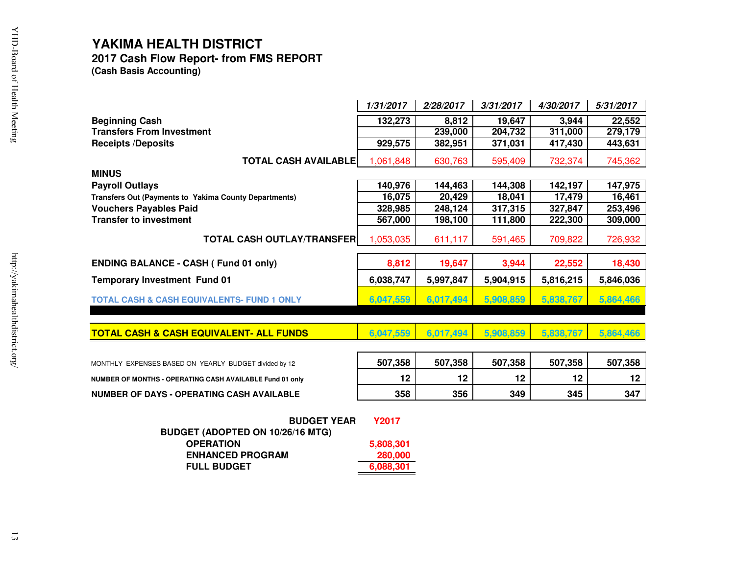# YAKIMA HEALTH DISTRICT

## 2017 Cash Flow Report- from FMS REPORT

**(Cash Basis Accounting)**

| | 1/31/2017 | 2/28/2017 | 3/31/2017 | 4/30/2017 | 5/31/2017 |
|---|---|---|---|---|---|
| **Beginning Cash** | 132,273 | 8,812 | 19,647 | 3,944 | 22,552 |
| **Transfers From Investment** | | 239,000 | 204,732 | 311,000 | 279,179 |
| **Receipts /Deposits** | 929,575 | 382,951 | 371,031 | 417,430 | 443,631 |
| **TOTAL CASH AVAILABLE** | 1,061,848 | 630,763 | 595,409 | 732,374 | 745,362 |
| **MINUS** | | | | | |
| **Payroll Outlays** | 140,976 | 144,463 | 144,308 | 142,197 | 147,975 |
| **Transfers Out (Payments to Yakima County Departments)** | 16,075 | 20,429 | 18,041 | 17,479 | 16,461 |
| **Vouchers Payables Paid** | 328,985 | 248,124 | 317,315 | 327,847 | 253,496 |
| **Transfer to investment** | 567,000 | 198,100 | 111,800 | 222,300 | 309,000 |
| **TOTAL CASH OUTLAY/TRANSFER** | 1,053,035 | 611,117 | 591,465 | 709,822 | 726,932 |
| **ENDING BALANCE - CASH ( Fund 01 only)** | 8,812 | 19,647 | 3,944 | 22,552 | 18,430 |
| **Temporary Investment Fund 01** | 6,038,747 | 5,997,847 | 5,904,915 | 5,816,215 | 5,846,036 |
| **TOTAL CASH & CASH EQUIVALENTS- FUND 1 ONLY** | 6,047,559 | 6,017,494 | 5,908,859 | 5,838,767 | 5,864,466 |
| **TOTAL CASH & CASH EQUIVALENT- ALL FUNDS** | 6,047,559 | 6,017,494 | 5,908,859 | 5,838,767 | 5,864,466 |
| MONTHLY EXPENSES BASED ON YEARLY BUDGET divided by 12 | 507,358 | 507,358 | 507,358 | 507,358 | 507,358 |
| **NUMBER OF MONTHS - OPERATING CASH AVAILABLE Fund 01 only** | 12 | 12 | 12 | 12 | 12 |
| **NUMBER OF DAYS - OPERATING CASH AVAILABLE** | 358 | 356 | 349 | 345 | 347 |

| | |
|---|---|
| **BUDGET YEAR** | **Y2017** |
| **BUDGET (ADOPTED ON 10/26/16 MTG)** | |
| **OPERATION** | **5,808,301** |
| **ENHANCED PROGRAM** | **280,000** |
| **FULL BUDGET** | **6,088,301** |